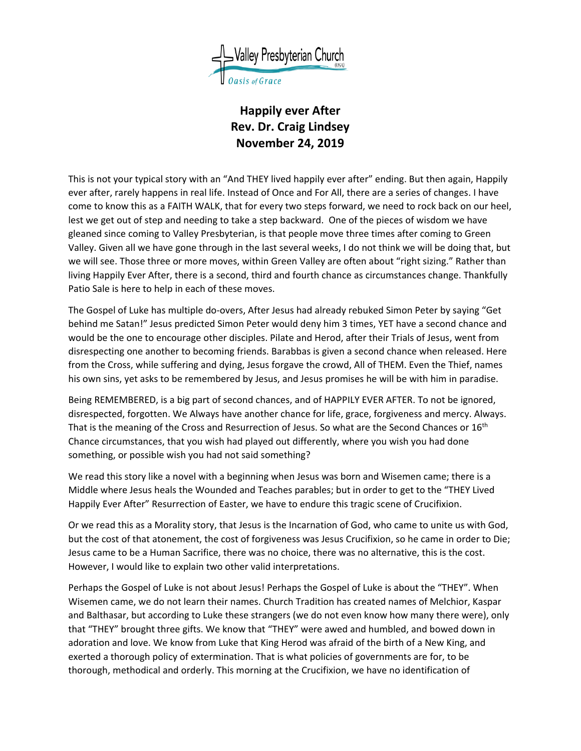Valley Presbyterian Church (USA)

*Oasis of Grace*

# Happily ever After
## Rev. Dr. Craig Lindsey
## November 24, 2019

This is not your typical story with an "And THEY lived happily ever after" ending. But then again, Happily ever after, rarely happens in real life. Instead of Once and For All, there are a series of changes. I have come to know this as a FAITH WALK, that for every two steps forward, we need to rock back on our heel, lest we get out of step and needing to take a step backward. One of the pieces of wisdom we have gleaned since coming to Valley Presbyterian, is that people move three times after coming to Green Valley. Given all we have gone through in the last several weeks, I do not think we will be doing that, but we will see. Those three or more moves, within Green Valley are often about "right sizing." Rather than living Happily Ever After, there is a second, third and fourth chance as circumstances change. Thankfully Patio Sale is here to help in each of these moves.

The Gospel of Luke has multiple do-overs, After Jesus had already rebuked Simon Peter by saying "Get behind me Satan!" Jesus predicted Simon Peter would deny him 3 times, YET have a second chance and would be the one to encourage other disciples. Pilate and Herod, after their Trials of Jesus, went from disrespecting one another to becoming friends. Barabbas is given a second chance when released. Here from the Cross, while suffering and dying, Jesus forgave the crowd, All of THEM. Even the Thief, names his own sins, yet asks to be remembered by Jesus, and Jesus promises he will be with him in paradise.

Being REMEMBERED, is a big part of second chances, and of HAPPILY EVER AFTER. To not be ignored, disrespected, forgotten. We Always have another chance for life, grace, forgiveness and mercy. Always. That is the meaning of the Cross and Resurrection of Jesus. So what are the Second Chances or 16th Chance circumstances, that you wish had played out differently, where you wish you had done something, or possible wish you had not said something?

We read this story like a novel with a beginning when Jesus was born and Wisemen came; there is a Middle where Jesus heals the Wounded and Teaches parables; but in order to get to the "THEY Lived Happily Ever After" Resurrection of Easter, we have to endure this tragic scene of Crucifixion.

Or we read this as a Morality story, that Jesus is the Incarnation of God, who came to unite us with God, but the cost of that atonement, the cost of forgiveness was Jesus Crucifixion, so he came in order to Die; Jesus came to be a Human Sacrifice, there was no choice, there was no alternative, this is the cost. However, I would like to explain two other valid interpretations.

Perhaps the Gospel of Luke is not about Jesus! Perhaps the Gospel of Luke is about the "THEY". When Wisemen came, we do not learn their names. Church Tradition has created names of Melchior, Kaspar and Balthasar, but according to Luke these strangers (we do not even know how many there were), only that "THEY" brought three gifts. We know that "THEY" were awed and humbled, and bowed down in adoration and love. We know from Luke that King Herod was afraid of the birth of a New King, and exerted a thorough policy of extermination. That is what policies of governments are for, to be thorough, methodical and orderly. This morning at the Crucifixion, we have no identification of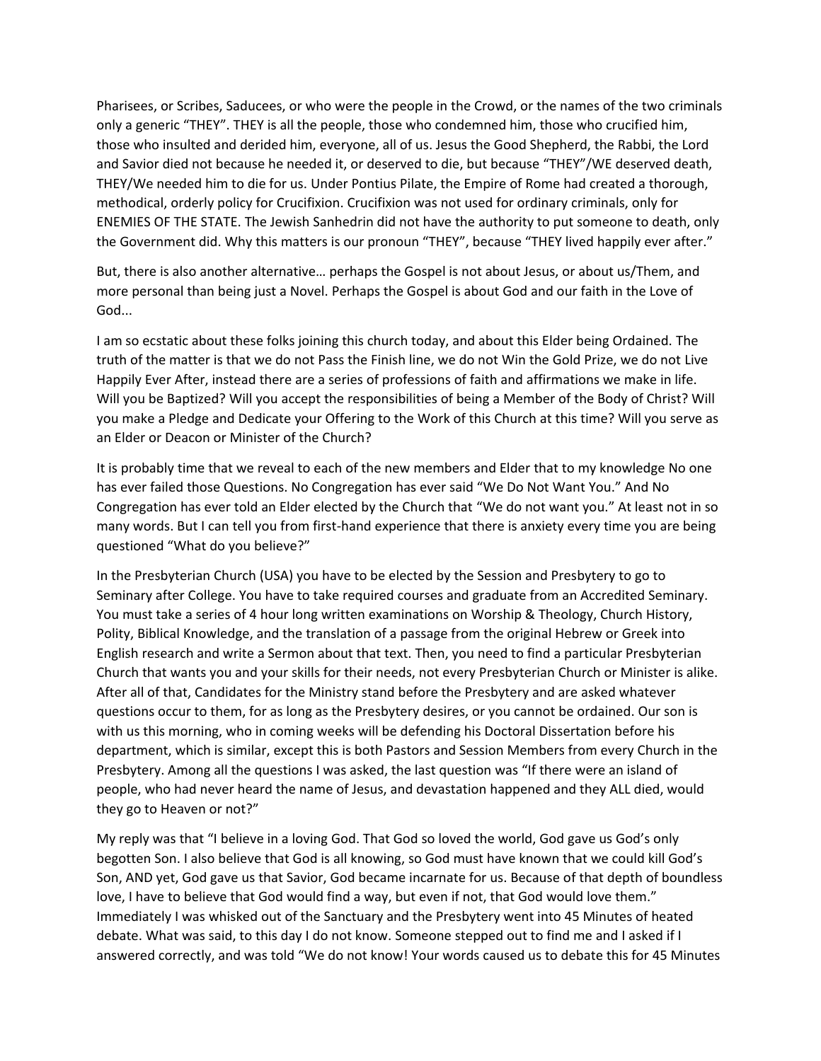Pharisees, or Scribes, Saducees, or who were the people in the Crowd, or the names of the two criminals only a generic "THEY". THEY is all the people, those who condemned him, those who crucified him, those who insulted and derided him, everyone, all of us. Jesus the Good Shepherd, the Rabbi, the Lord and Savior died not because he needed it, or deserved to die, but because "THEY"/WE deserved death, THEY/We needed him to die for us. Under Pontius Pilate, the Empire of Rome had created a thorough, methodical, orderly policy for Crucifixion. Crucifixion was not used for ordinary criminals, only for ENEMIES OF THE STATE. The Jewish Sanhedrin did not have the authority to put someone to death, only the Government did. Why this matters is our pronoun "THEY", because "THEY lived happily ever after."

But, there is also another alternative… perhaps the Gospel is not about Jesus, or about us/Them, and more personal than being just a Novel. Perhaps the Gospel is about God and our faith in the Love of God...

I am so ecstatic about these folks joining this church today, and about this Elder being Ordained. The truth of the matter is that we do not Pass the Finish line, we do not Win the Gold Prize, we do not Live Happily Ever After, instead there are a series of professions of faith and affirmations we make in life. Will you be Baptized? Will you accept the responsibilities of being a Member of the Body of Christ? Will you make a Pledge and Dedicate your Offering to the Work of this Church at this time? Will you serve as an Elder or Deacon or Minister of the Church?

It is probably time that we reveal to each of the new members and Elder that to my knowledge No one has ever failed those Questions. No Congregation has ever said "We Do Not Want You." And No Congregation has ever told an Elder elected by the Church that "We do not want you." At least not in so many words. But I can tell you from first-hand experience that there is anxiety every time you are being questioned "What do you believe?"

In the Presbyterian Church (USA) you have to be elected by the Session and Presbytery to go to Seminary after College. You have to take required courses and graduate from an Accredited Seminary. You must take a series of 4 hour long written examinations on Worship & Theology, Church History, Polity, Biblical Knowledge, and the translation of a passage from the original Hebrew or Greek into English research and write a Sermon about that text. Then, you need to find a particular Presbyterian Church that wants you and your skills for their needs, not every Presbyterian Church or Minister is alike. After all of that, Candidates for the Ministry stand before the Presbytery and are asked whatever questions occur to them, for as long as the Presbytery desires, or you cannot be ordained. Our son is with us this morning, who in coming weeks will be defending his Doctoral Dissertation before his department, which is similar, except this is both Pastors and Session Members from every Church in the Presbytery. Among all the questions I was asked, the last question was "If there were an island of people, who had never heard the name of Jesus, and devastation happened and they ALL died, would they go to Heaven or not?"

My reply was that "I believe in a loving God. That God so loved the world, God gave us God's only begotten Son. I also believe that God is all knowing, so God must have known that we could kill God's Son, AND yet, God gave us that Savior, God became incarnate for us. Because of that depth of boundless love, I have to believe that God would find a way, but even if not, that God would love them." Immediately I was whisked out of the Sanctuary and the Presbytery went into 45 Minutes of heated debate. What was said, to this day I do not know. Someone stepped out to find me and I asked if I answered correctly, and was told "We do not know! Your words caused us to debate this for 45 Minutes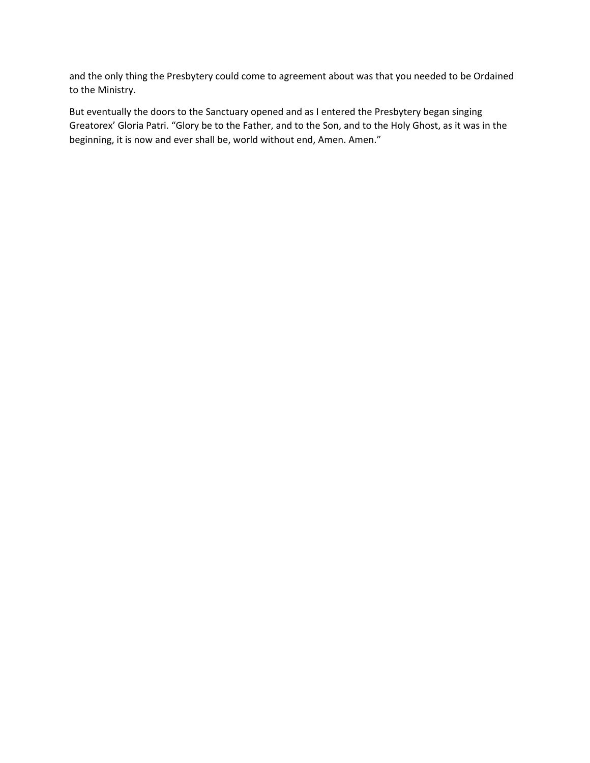and the only thing the Presbytery could come to agreement about was that you needed to be Ordained to the Ministry.

But eventually the doors to the Sanctuary opened and as I entered the Presbytery began singing Greatorex' Gloria Patri. "Glory be to the Father, and to the Son, and to the Holy Ghost, as it was in the beginning, it is now and ever shall be, world without end, Amen. Amen."